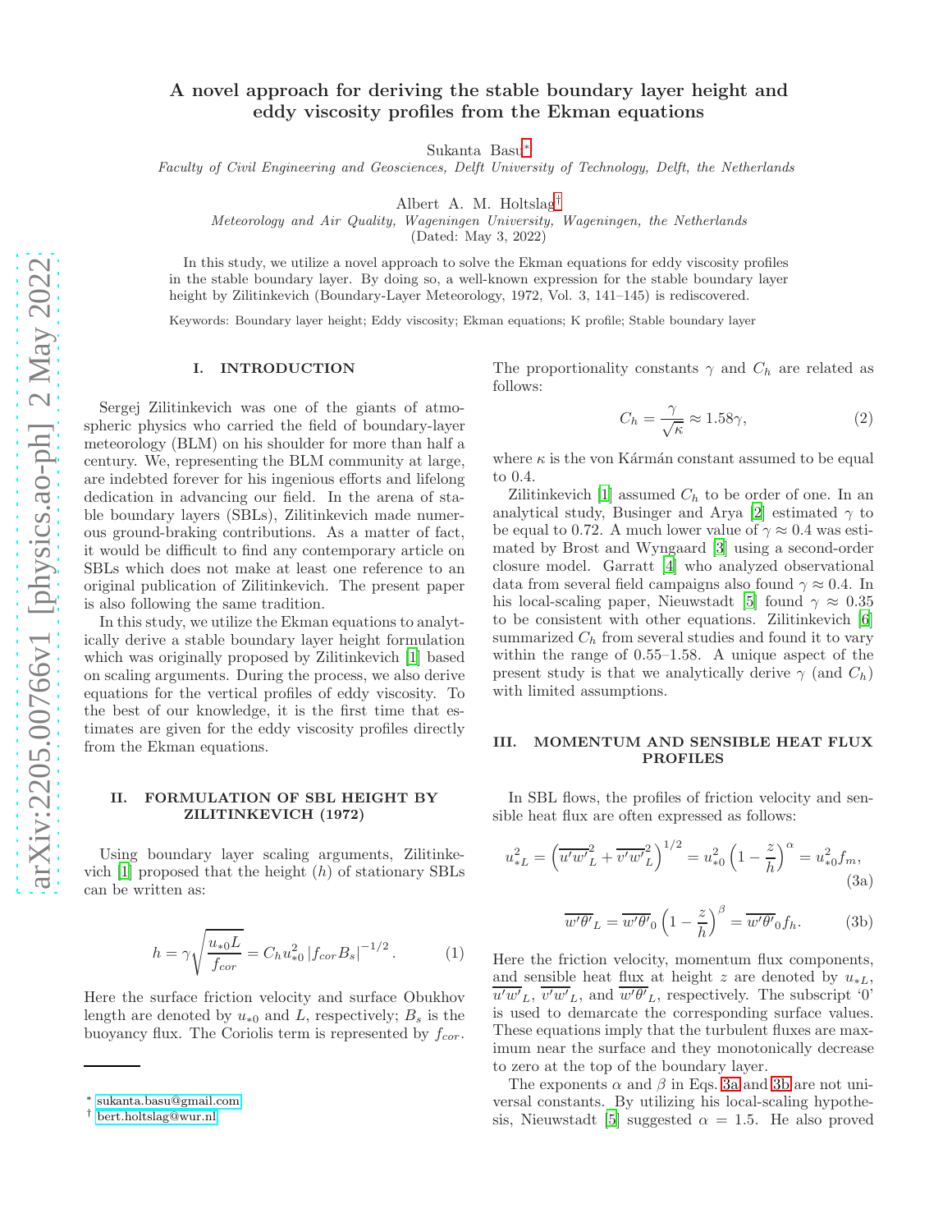# A novel approach for deriving the stable boundary layer height and eddy viscosity profiles from the Ekman equations

Sukanta Basu[*]

*Faculty of Civil Engineering and Geosciences, Delft University of Technology, Delft, the Netherlands*

Albert A. M. Holtslag[†]

*Meteorology and Air Quality, Wageningen University, Wageningen, the Netherlands*

(Dated: May 3, 2022)

In this study, we utilize a novel approach to solve the Ekman equations for eddy viscosity profiles in the stable boundary layer. By doing so, a well-known expression for the stable boundary layer height by Zilitinkevich (Boundary-Layer Meteorology, 1972, Vol. 3, 141–145) is rediscovered.

Keywords: Boundary layer height; Eddy viscosity; Ekman equations; K profile; Stable boundary layer

## I. INTRODUCTION

Sergej Zilitinkevich was one of the giants of atmospheric physics who carried the field of boundary-layer meteorology (BLM) on his shoulder for more than half a century. We, representing the BLM community at large, are indebted forever for his ingenious efforts and lifelong dedication in advancing our field. In the arena of stable boundary layers (SBLs), Zilitinkevich made numerous ground-braking contributions. As a matter of fact, it would be difficult to find any contemporary article on SBLs which does not make at least one reference to an original publication of Zilitinkevich. The present paper is also following the same tradition.

In this study, we utilize the Ekman equations to analytically derive a stable boundary layer height formulation which was originally proposed by Zilitinkevich [1] based on scaling arguments. During the process, we also derive equations for the vertical profiles of eddy viscosity. To the best of our knowledge, it is the first time that estimates are given for the eddy viscosity profiles directly from the Ekman equations.

## II. FORMULATION OF SBL HEIGHT BY ZILITINKEVICH (1972)

Using boundary layer scaling arguments, Zilitinkevich [1] proposed that the height ($h$) of stationary SBLs can be written as:

$$h = \gamma \sqrt{\frac{u_{*0} L}{f_{cor}}} = C_h u_{*0}^2 \left| f_{cor} B_s \right|^{-1/2}. \tag{1}$$

Here the surface friction velocity and surface Obukhov length are denoted by $u_{*0}$ and $L$, respectively; $B_s$ is the buoyancy flux. The Coriolis term is represented by $f_{cor}$. The proportionality constants $\gamma$ and $C_h$ are related as follows:

$$C_h = \frac{\gamma}{\sqrt{\kappa}} \approx 1.58\gamma, \tag{2}$$

where $\kappa$ is the von Kármán constant assumed to be equal to 0.4.

Zilitinkevich [1] assumed $C_h$ to be order of one. In an analytical study, Businger and Arya [2] estimated $\gamma$ to be equal to 0.72. A much lower value of $\gamma \approx 0.4$ was estimated by Brost and Wyngaard [3] using a second-order closure model. Garratt [4] who analyzed observational data from several field campaigns also found $\gamma \approx 0.4$. In his local-scaling paper, Nieuwstadt [5] found $\gamma \approx 0.35$ to be consistent with other equations. Zilitinkevich [6] summarized $C_h$ from several studies and found it to vary within the range of 0.55–1.58. A unique aspect of the present study is that we analytically derive $\gamma$ (and $C_h$) with limited assumptions.

## III. MOMENTUM AND SENSIBLE HEAT FLUX PROFILES

In SBL flows, the profiles of friction velocity and sensible heat flux are often expressed as follows:

$$u_{*L}^2 = \left( \overline{u'w'}_L^2 + \overline{v'w'}_L^2 \right)^{1/2} = u_{*0}^2 \left( 1 - \frac{z}{h} \right)^{\alpha} = u_{*0}^2 f_m, \tag{3a}$$

$$\overline{w'\theta'}_L = \overline{w'\theta'}_0 \left( 1 - \frac{z}{h} \right)^{\beta} = \overline{w'\theta'}_0 f_h. \tag{3b}$$

Here the friction velocity, momentum flux components, and sensible heat flux at height $z$ are denoted by $u_{*L}$, $\overline{u'w'}_L$, $\overline{v'w'}_L$, and $\overline{w'\theta'}_L$, respectively. The subscript '0' is used to demarcate the corresponding surface values. These equations imply that the turbulent fluxes are maximum near the surface and they monotonically decrease to zero at the top of the boundary layer.

The exponents $\alpha$ and $\beta$ in Eqs. 3a and 3b are not universal constants. By utilizing his local-scaling hypothesis, Nieuwstadt [5] suggested $\alpha = 1.5$. He also proved

[*] sukanta.basu@gmail.com

[†] bert.holtslag@wur.nl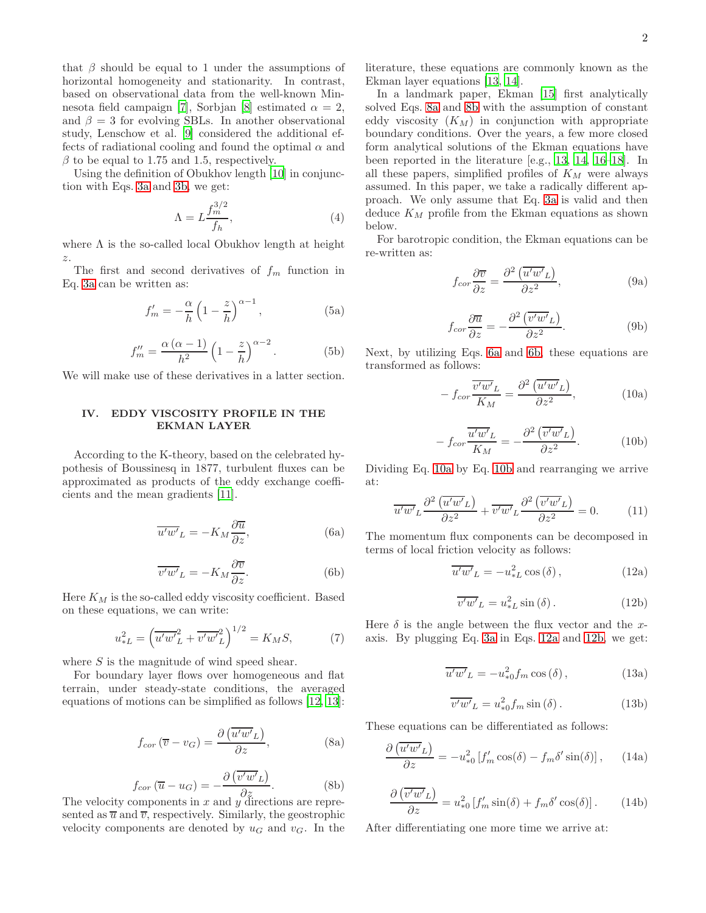that $\beta$ should be equal to 1 under the assumptions of horizontal homogeneity and stationarity. In contrast, based on observational data from the well-known Minnesota field campaign [7], Sorbjan [8] estimated $\alpha = 2$, and $\beta = 3$ for evolving SBLs. In another observational study, Lenschow et al. [9] considered the additional effects of radiational cooling and found the optimal $\alpha$ and $\beta$ to be equal to 1.75 and 1.5, respectively.

Using the definition of Obukhov length [10] in conjunction with Eqs. 3a and 3b, we get:

$$\Lambda = L\frac{f_m^{3/2}}{f_h}, \tag{4}$$

where $\Lambda$ is the so-called local Obukhov length at height $z$.

The first and second derivatives of $f_m$ function in Eq. 3a can be written as:

$$f_m' = -\frac{\alpha}{h}\left(1 - \frac{z}{h}\right)^{\alpha-1}, \tag{5a}$$

$$f_m'' = \frac{\alpha\left(\alpha-1\right)}{h^2}\left(1 - \frac{z}{h}\right)^{\alpha-2}. \tag{5b}$$

We will make use of these derivatives in a latter section.

## IV. EDDY VISCOSITY PROFILE IN THE EKMAN LAYER

According to the K-theory, based on the celebrated hypothesis of Boussinesq in 1877, turbulent fluxes can be approximated as products of the eddy exchange coefficients and the mean gradients [11].

$$\overline{u'w'}_L = -K_M\frac{\partial\overline{u}}{\partial z}, \tag{6a}$$

$$\overline{v'w'}_L = -K_M\frac{\partial\overline{v}}{\partial z}. \tag{6b}$$

Here $K_M$ is the so-called eddy viscosity coefficient. Based on these equations, we can write:

$$u_{*L}^2 = \left(\overline{u'w'}_L^2 + \overline{v'w'}_L^2\right)^{1/2} = K_M S, \tag{7}$$

where $S$ is the magnitude of wind speed shear.

For boundary layer flows over homogeneous and flat terrain, under steady-state conditions, the averaged equations of motions can be simplified as follows [12, 13]:

$$f_{cor}\left(\overline{v} - v_G\right) = \frac{\partial\left(\overline{u'w'}_L\right)}{\partial z}, \tag{8a}$$

$$f_{cor}\left(\overline{u} - u_G\right) = -\frac{\partial\left(\overline{v'w'}_L\right)}{\partial z}. \tag{8b}$$

The velocity components in $x$ and $y$ directions are represented as $\overline{u}$ and $\overline{v}$, respectively. Similarly, the geostrophic velocity components are denoted by $u_G$ and $v_G$. In the literature, these equations are commonly known as the Ekman layer equations [13, 14].

In a landmark paper, Ekman [15] first analytically solved Eqs. 8a and 8b with the assumption of constant eddy viscosity ($K_M$) in conjunction with appropriate boundary conditions. Over the years, a few more closed form analytical solutions of the Ekman equations have been reported in the literature [e.g., 13, 14, 16–18]. In all these papers, simplified profiles of $K_M$ were always assumed. In this paper, we take a radically different approach. We only assume that Eq. 3a is valid and then deduce $K_M$ profile from the Ekman equations as shown below.

For barotropic condition, the Ekman equations can be re-written as:

$$f_{cor}\frac{\partial\overline{v}}{\partial z} = \frac{\partial^2\left(\overline{u'w'}_L\right)}{\partial z^2}, \tag{9a}$$

$$f_{cor}\frac{\partial\overline{u}}{\partial z} = -\frac{\partial^2\left(\overline{v'w'}_L\right)}{\partial z^2}. \tag{9b}$$

Next, by utilizing Eqs. 6a and 6b, these equations are transformed as follows:

$$-f_{cor}\frac{\overline{v'w'}_L}{K_M} = \frac{\partial^2\left(\overline{u'w'}_L\right)}{\partial z^2}, \tag{10a}$$

$$-f_{cor}\frac{\overline{u'w'}_L}{K_M} = -\frac{\partial^2\left(\overline{v'w'}_L\right)}{\partial z^2}. \tag{10b}$$

Dividing Eq. 10a by Eq. 10b and rearranging we arrive at:

$$\overline{u'w'}_L\frac{\partial^2\left(\overline{u'w'}_L\right)}{\partial z^2} + \overline{v'w'}_L\frac{\partial^2\left(\overline{v'w'}_L\right)}{\partial z^2} = 0. \tag{11}$$

The momentum flux components can be decomposed in terms of local friction velocity as follows:

$$\overline{u'w'}_L = -u_{*L}^2\cos\left(\delta\right), \tag{12a}$$

$$\overline{v'w'}_L = u_{*L}^2\sin\left(\delta\right). \tag{12b}$$

Here $\delta$ is the angle between the flux vector and the $x$-axis. By plugging Eq. 3a in Eqs. 12a and 12b, we get:

$$\overline{u'w'}_L = -u_{*0}^2 f_m\cos\left(\delta\right), \tag{13a}$$

$$\overline{v'w'}_L = u_{*0}^2 f_m\sin\left(\delta\right). \tag{13b}$$

These equations can be differentiated as follows:

$$\frac{\partial\left(\overline{u'w'}_L\right)}{\partial z} = -u_{*0}^2\left[f_m'\cos(\delta) - f_m\delta'\sin(\delta)\right], \tag{14a}$$

$$\frac{\partial\left(\overline{v'w'}_L\right)}{\partial z} = u_{*0}^2\left[f_m'\sin(\delta) + f_m\delta'\cos(\delta)\right]. \tag{14b}$$

After differentiating one more time we arrive at: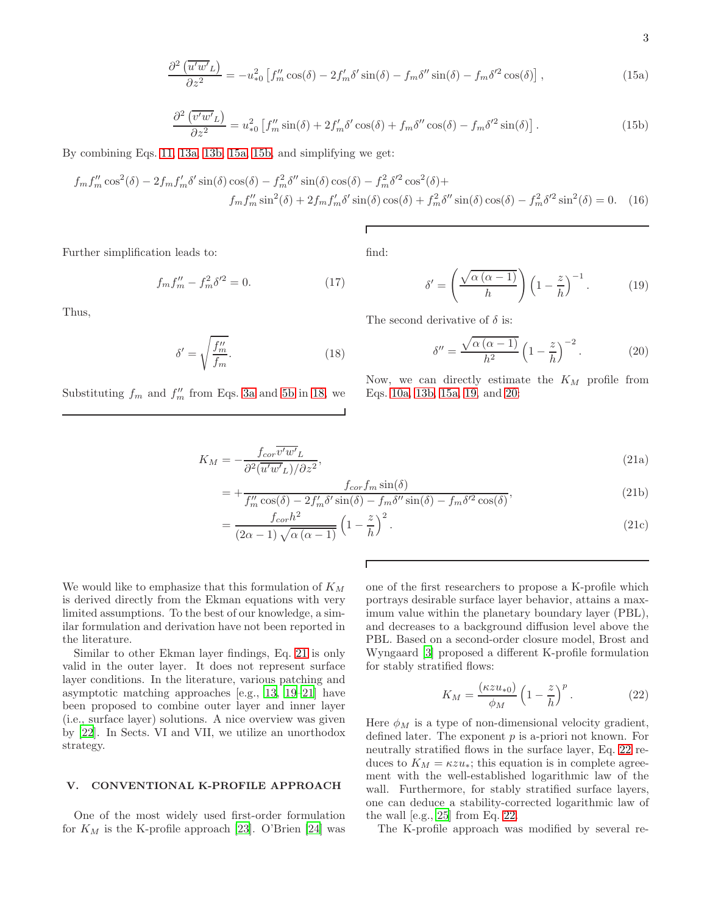$$\frac{\partial^2 \left(\overline{u'w'}_L\right)}{\partial z^2} = -u_{*0}^2 \left[ f_m'' \cos(\delta) - 2 f_m' \delta' \sin(\delta) - f_m \delta'' \sin(\delta) - f_m \delta'^2 \cos(\delta) \right], \tag{15a}$$

$$\frac{\partial^2 \left(\overline{v'w'}_L\right)}{\partial z^2} = u_{*0}^2 \left[ f_m'' \sin(\delta) + 2 f_m' \delta' \cos(\delta) + f_m \delta'' \cos(\delta) - f_m \delta'^2 \sin(\delta) \right]. \tag{15b}$$

By combining Eqs. 11, 13a, 13b, 15a, 15b, and simplifying we get:

$$f_m f_m'' \cos^2(\delta) - 2 f_m f_m' \delta' \sin(\delta)\cos(\delta) - f_m^2 \delta'' \sin(\delta)\cos(\delta) - f_m^2 \delta'^2 \cos^2(\delta) +$$
$$f_m f_m'' \sin^2(\delta) + 2 f_m f_m' \delta' \sin(\delta)\cos(\delta) + f_m^2 \delta'' \sin(\delta)\cos(\delta) - f_m^2 \delta'^2 \sin^2(\delta) = 0. \tag{16}$$

Further simplification leads to:

$$f_m f_m'' - f_m^2 \delta'^2 = 0. \tag{17}$$

Thus,

$$\delta' = \sqrt{\frac{f_m''}{f_m}}. \tag{18}$$

Substituting $f_m$ and $f_m''$ from Eqs. 3a and 5b in 18, we find:

$$\delta' = \left( \frac{\sqrt{\alpha\left(\alpha - 1\right)}}{h} \right) \left( 1 - \frac{z}{h} \right)^{-1}. \tag{19}$$

The second derivative of $\delta$ is:

$$\delta'' = \frac{\sqrt{\alpha\left(\alpha - 1\right)}}{h^2} \left( 1 - \frac{z}{h} \right)^{-2}. \tag{20}$$

Now, we can directly estimate the $K_M$ profile from Eqs. 10a, 13b, 15a, 19, and 20:

$$K_M = -\frac{f_{cor} \overline{v'w'}_L}{\partial^2 (\overline{u'w'}_L)/\partial z^2}, \tag{21a}$$

$$= +\frac{f_{cor} f_m \sin(\delta)}{f_m'' \cos(\delta) - 2 f_m' \delta' \sin(\delta) - f_m \delta'' \sin(\delta) - f_m \delta'^2 \cos(\delta)}, \tag{21b}$$

$$= \frac{f_{cor} h^2}{(2\alpha - 1)\sqrt{\alpha\left(\alpha - 1\right)}} \left( 1 - \frac{z}{h} \right)^2. \tag{21c}$$

We would like to emphasize that this formulation of $K_M$ is derived directly from the Ekman equations with very limited assumptions. To the best of our knowledge, a similar formulation and derivation have not been reported in the literature.

Similar to other Ekman layer findings, Eq. 21 is only valid in the outer layer. It does not represent surface layer conditions. In the literature, various patching and asymptotic matching approaches [e.g., 13, 19–21] have been proposed to combine outer layer and inner layer (i.e., surface layer) solutions. A nice overview was given by [22]. In Sects. VI and VII, we utilize an unorthodox strategy.

## V. CONVENTIONAL K-PROFILE APPROACH

One of the most widely used first-order formulation for $K_M$ is the K-profile approach [23]. O'Brien [24] was one of the first researchers to propose a K-profile which portrays desirable surface layer behavior, attains a maximum value within the planetary boundary layer (PBL), and decreases to a background diffusion level above the PBL. Based on a second-order closure model, Brost and Wyngaard [3] proposed a different K-profile formulation for stably stratified flows:

$$K_M = \frac{(\kappa z u_{*0})}{\phi_M} \left( 1 - \frac{z}{h} \right)^p. \tag{22}$$

Here $\phi_M$ is a type of non-dimensional velocity gradient, defined later. The exponent $p$ is a-priori not known. For neutrally stratified flows in the surface layer, Eq. 22 reduces to $K_M = \kappa z u_*$; this equation is in complete agreement with the well-established logarithmic law of the wall. Furthermore, for stably stratified surface layers, one can deduce a stability-corrected logarithmic law of the wall [e.g., 25] from Eq. 22.

The K-profile approach was modified by several re-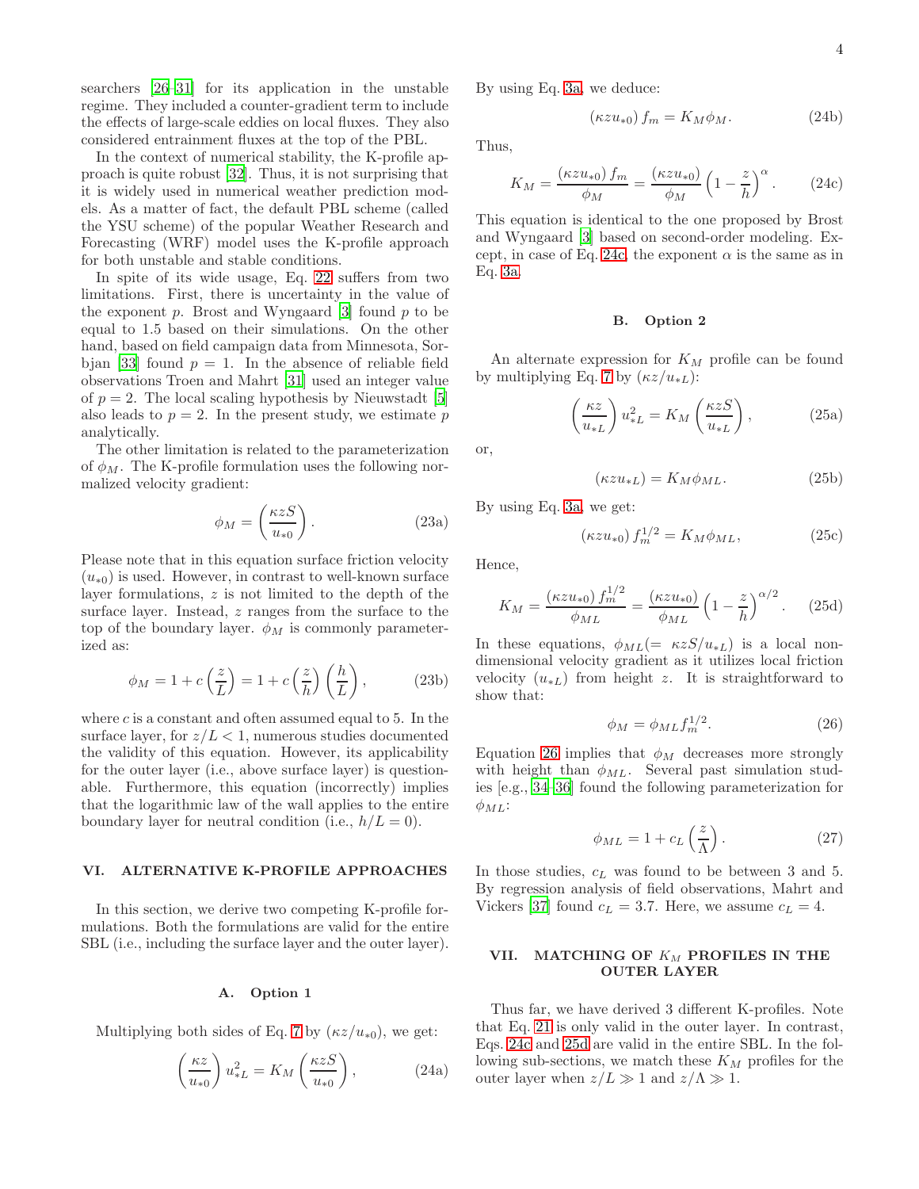searchers [26–31] for its application in the unstable regime. They included a counter-gradient term to include the effects of large-scale eddies on local fluxes. They also considered entrainment fluxes at the top of the PBL.

In the context of numerical stability, the K-profile approach is quite robust [32]. Thus, it is not surprising that it is widely used in numerical weather prediction models. As a matter of fact, the default PBL scheme (called the YSU scheme) of the popular Weather Research and Forecasting (WRF) model uses the K-profile approach for both unstable and stable conditions.

In spite of its wide usage, Eq. 22 suffers from two limitations. First, there is uncertainty in the value of the exponent $p$. Brost and Wyngaard [3] found $p$ to be equal to 1.5 based on their simulations. On the other hand, based on field campaign data from Minnesota, Sorbjan [33] found $p = 1$. In the absence of reliable field observations Troen and Mahrt [31] used an integer value of $p = 2$. The local scaling hypothesis by Nieuwstadt [5] also leads to $p = 2$. In the present study, we estimate $p$ analytically.

The other limitation is related to the parameterization of $\phi_M$. The K-profile formulation uses the following normalized velocity gradient:

$$\phi_M = \left(\frac{\kappa z S}{u_{*0}}\right). \tag{23a}$$

Please note that in this equation surface friction velocity ($u_{*0}$) is used. However, in contrast to well-known surface layer formulations, $z$ is not limited to the depth of the surface layer. Instead, $z$ ranges from the surface to the top of the boundary layer. $\phi_M$ is commonly parameterized as:

$$\phi_M = 1 + c\left(\frac{z}{L}\right) = 1 + c\left(\frac{z}{h}\right)\left(\frac{h}{L}\right), \tag{23b}$$

where $c$ is a constant and often assumed equal to 5. In the surface layer, for $z/L < 1$, numerous studies documented the validity of this equation. However, its applicability for the outer layer (i.e., above surface layer) is questionable. Furthermore, this equation (incorrectly) implies that the logarithmic law of the wall applies to the entire boundary layer for neutral condition (i.e., $h/L = 0$).

## VI. ALTERNATIVE K-PROFILE APPROACHES

In this section, we derive two competing K-profile formulations. Both the formulations are valid for the entire SBL (i.e., including the surface layer and the outer layer).

### A. Option 1

Multiplying both sides of Eq. 7 by $(\kappa z/u_{*0})$, we get:

$$\left(\frac{\kappa z}{u_{*0}}\right) u_{*L}^2 = K_M \left(\frac{\kappa z S}{u_{*0}}\right), \tag{24a}$$

By using Eq. 3a, we deduce:

$$(\kappa z u_{*0})\, f_m = K_M \phi_M. \tag{24b}$$

Thus,

$$K_M = \frac{(\kappa z u_{*0})\, f_m}{\phi_M} = \frac{(\kappa z u_{*0})}{\phi_M}\left(1 - \frac{z}{h}\right)^{\alpha}. \tag{24c}$$

This equation is identical to the one proposed by Brost and Wyngaard [3] based on second-order modeling. Except, in case of Eq. 24c, the exponent $\alpha$ is the same as in Eq. 3a.

### B. Option 2

An alternate expression for $K_M$ profile can be found by multiplying Eq. 7 by $(\kappa z/u_{*L})$:

$$\left(\frac{\kappa z}{u_{*L}}\right) u_{*L}^2 = K_M \left(\frac{\kappa z S}{u_{*L}}\right), \tag{25a}$$

or,

$$(\kappa z u_{*L}) = K_M \phi_{ML}. \tag{25b}$$

By using Eq. 3a, we get:

$$(\kappa z u_{*0})\, f_m^{1/2} = K_M \phi_{ML}, \tag{25c}$$

Hence,

$$K_M = \frac{(\kappa z u_{*0})\, f_m^{1/2}}{\phi_{ML}} = \frac{(\kappa z u_{*0})}{\phi_{ML}}\left(1 - \frac{z}{h}\right)^{\alpha/2}. \tag{25d}$$

In these equations, $\phi_{ML} (= \kappa z S/u_{*L})$ is a local non-dimensional velocity gradient as it utilizes local friction velocity ($u_{*L}$) from height $z$. It is straightforward to show that:

$$\phi_M = \phi_{ML} f_m^{1/2}. \tag{26}$$

Equation 26 implies that $\phi_M$ decreases more strongly with height than $\phi_{ML}$. Several past simulation studies [e.g., 34–36] found the following parameterization for $\phi_{ML}$:

$$\phi_{ML} = 1 + c_L\left(\frac{z}{\Lambda}\right). \tag{27}$$

In those studies, $c_L$ was found to be between 3 and 5. By regression analysis of field observations, Mahrt and Vickers [37] found $c_L = 3.7$. Here, we assume $c_L = 4$.

## VII. MATCHING OF $K_M$ PROFILES IN THE OUTER LAYER

Thus far, we have derived 3 different K-profiles. Note that Eq. 21 is only valid in the outer layer. In contrast, Eqs. 24c and 25d are valid in the entire SBL. In the following sub-sections, we match these $K_M$ profiles for the outer layer when $z/L \gg 1$ and $z/\Lambda \gg 1$.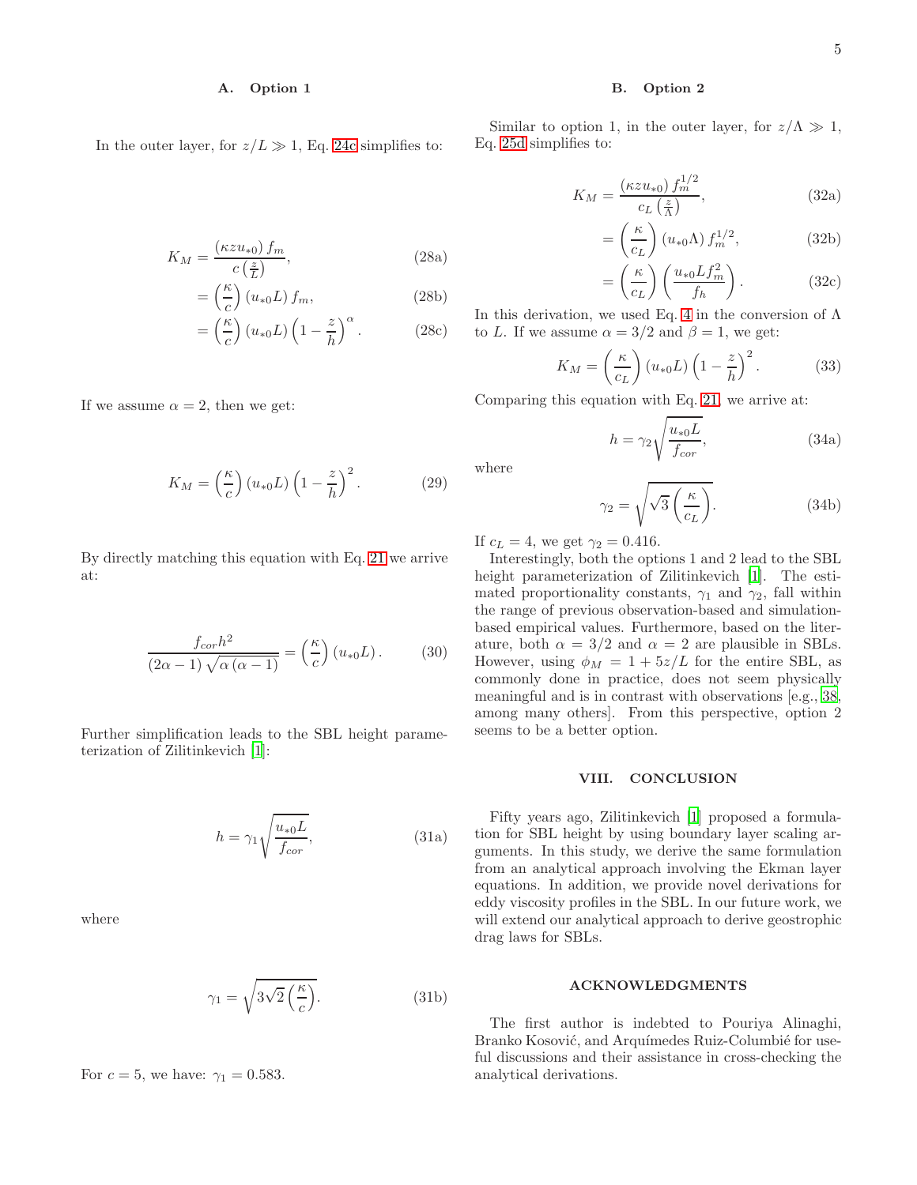### A. Option 1

In the outer layer, for $z/L \gg 1$, Eq. 24c simplifies to:

$$K_M = \frac{(\kappa z u_{*0}) f_m}{c\left(\frac{z}{L}\right)}, \tag{28a}$$

$$= \left(\frac{\kappa}{c}\right)(u_{*0}L) f_m, \tag{28b}$$

$$= \left(\frac{\kappa}{c}\right)(u_{*0}L)\left(1 - \frac{z}{h}\right)^{\alpha}. \tag{28c}$$

If we assume $\alpha = 2$, then we get:

$$K_M = \left(\frac{\kappa}{c}\right)(u_{*0}L)\left(1 - \frac{z}{h}\right)^{2}. \tag{29}$$

By directly matching this equation with Eq. 21 we arrive at:

$$\frac{f_{cor} h^2}{(2\alpha - 1)\sqrt{\alpha(\alpha - 1)}} = \left(\frac{\kappa}{c}\right)(u_{*0}L). \tag{30}$$

Further simplification leads to the SBL height parameterization of Zilitinkevich [1]:

$$h = \gamma_1 \sqrt{\frac{u_{*0}L}{f_{cor}}}, \tag{31a}$$

where

$$\gamma_1 = \sqrt{3\sqrt{2}\left(\frac{\kappa}{c}\right)}. \tag{31b}$$

For $c = 5$, we have: $\gamma_1 = 0.583$.

### B. Option 2

Similar to option 1, in the outer layer, for $z/\Lambda \gg 1$, Eq. 25d simplifies to:

$$K_M = \frac{(\kappa z u_{*0}) f_m^{1/2}}{c_L\left(\frac{z}{\Lambda}\right)}, \tag{32a}$$

$$= \left(\frac{\kappa}{c_L}\right)(u_{*0}\Lambda) f_m^{1/2}, \tag{32b}$$

$$= \left(\frac{\kappa}{c_L}\right)\left(\frac{u_{*0}L f_m^2}{f_h}\right). \tag{32c}$$

In this derivation, we used Eq. 4 in the conversion of $\Lambda$ to $L$. If we assume $\alpha = 3/2$ and $\beta = 1$, we get:

$$K_M = \left(\frac{\kappa}{c_L}\right)(u_{*0}L)\left(1 - \frac{z}{h}\right)^{2}. \tag{33}$$

Comparing this equation with Eq. 21, we arrive at:

$$h = \gamma_2 \sqrt{\frac{u_{*0}L}{f_{cor}}}, \tag{34a}$$

where

$$\gamma_2 = \sqrt{\sqrt{3}\left(\frac{\kappa}{c_L}\right)}. \tag{34b}$$

If $c_L = 4$, we get $\gamma_2 = 0.416$.

Interestingly, both the options 1 and 2 lead to the SBL height parameterization of Zilitinkevich [1]. The estimated proportionality constants, $\gamma_1$ and $\gamma_2$, fall within the range of previous observation-based and simulation-based empirical values. Furthermore, based on the literature, both $\alpha = 3/2$ and $\alpha = 2$ are plausible in SBLs. However, using $\phi_M = 1 + 5z/L$ for the entire SBL, as commonly done in practice, does not seem physically meaningful and is in contrast with observations [e.g., 38, among many others]. From this perspective, option 2 seems to be a better option.

## VIII. CONCLUSION

Fifty years ago, Zilitinkevich [1] proposed a formulation for SBL height by using boundary layer scaling arguments. In this study, we derive the same formulation from an analytical approach involving the Ekman layer equations. In addition, we provide novel derivations for eddy viscosity profiles in the SBL. In our future work, we will extend our analytical approach to derive geostrophic drag laws for SBLs.

## ACKNOWLEDGMENTS

The first author is indebted to Pouriya Alinaghi, Branko Kosović, and Arquímedes Ruiz-Columbié for useful discussions and their assistance in cross-checking the analytical derivations.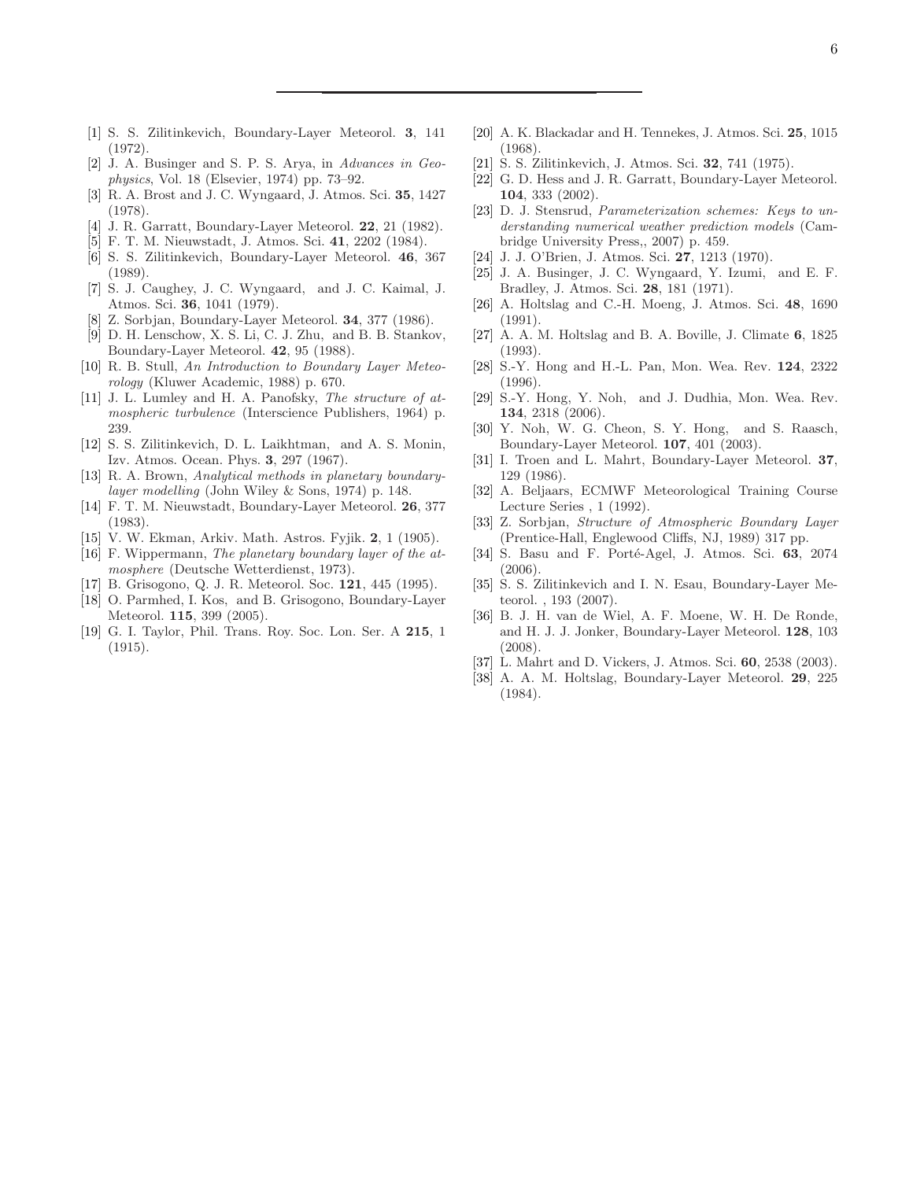[1] S. S. Zilitinkevich, Boundary-Layer Meteorol. **3**, 141 (1972).

[2] J. A. Businger and S. P. S. Arya, in *Advances in Geophysics*, Vol. 18 (Elsevier, 1974) pp. 73–92.

[3] R. A. Brost and J. C. Wyngaard, J. Atmos. Sci. **35**, 1427 (1978).

[4] J. R. Garratt, Boundary-Layer Meteorol. **22**, 21 (1982).

[5] F. T. M. Nieuwstadt, J. Atmos. Sci. **41**, 2202 (1984).

[6] S. S. Zilitinkevich, Boundary-Layer Meteorol. **46**, 367 (1989).

[7] S. J. Caughey, J. C. Wyngaard, and J. C. Kaimal, J. Atmos. Sci. **36**, 1041 (1979).

[8] Z. Sorbjan, Boundary-Layer Meteorol. **34**, 377 (1986).

[9] D. H. Lenschow, X. S. Li, C. J. Zhu, and B. B. Stankov, Boundary-Layer Meteorol. **42**, 95 (1988).

[10] R. B. Stull, *An Introduction to Boundary Layer Meteorology* (Kluwer Academic, 1988) p. 670.

[11] J. L. Lumley and H. A. Panofsky, *The structure of atmospheric turbulence* (Interscience Publishers, 1964) p. 239.

[12] S. S. Zilitinkevich, D. L. Laikhtman, and A. S. Monin, Izv. Atmos. Ocean. Phys. **3**, 297 (1967).

[13] R. A. Brown, *Analytical methods in planetary boundary-layer modelling* (John Wiley & Sons, 1974) p. 148.

[14] F. T. M. Nieuwstadt, Boundary-Layer Meteorol. **26**, 377 (1983).

[15] V. W. Ekman, Arkiv. Math. Astros. Fyjik. **2**, 1 (1905).

[16] F. Wippermann, *The planetary boundary layer of the atmosphere* (Deutsche Wetterdienst, 1973).

[17] B. Grisogono, Q. J. R. Meteorol. Soc. **121**, 445 (1995).

[18] O. Parmhed, I. Kos, and B. Grisogono, Boundary-Layer Meteorol. **115**, 399 (2005).

[19] G. I. Taylor, Phil. Trans. Roy. Soc. Lon. Ser. A **215**, 1 (1915).

[20] A. K. Blackadar and H. Tennekes, J. Atmos. Sci. **25**, 1015 (1968).

[21] S. S. Zilitinkevich, J. Atmos. Sci. **32**, 741 (1975).

[22] G. D. Hess and J. R. Garratt, Boundary-Layer Meteorol. **104**, 333 (2002).

[23] D. J. Stensrud, *Parameterization schemes: Keys to understanding numerical weather prediction models* (Cambridge University Press,, 2007) p. 459.

[24] J. J. O'Brien, J. Atmos. Sci. **27**, 1213 (1970).

[25] J. A. Businger, J. C. Wyngaard, Y. Izumi, and E. F. Bradley, J. Atmos. Sci. **28**, 181 (1971).

[26] A. Holtslag and C.-H. Moeng, J. Atmos. Sci. **48**, 1690 (1991).

[27] A. A. M. Holtslag and B. A. Boville, J. Climate **6**, 1825 (1993).

[28] S.-Y. Hong and H.-L. Pan, Mon. Wea. Rev. **124**, 2322 (1996).

[29] S.-Y. Hong, Y. Noh, and J. Dudhia, Mon. Wea. Rev. **134**, 2318 (2006).

[30] Y. Noh, W. G. Cheon, S. Y. Hong, and S. Raasch, Boundary-Layer Meteorol. **107**, 401 (2003).

[31] I. Troen and L. Mahrt, Boundary-Layer Meteorol. **37**, 129 (1986).

[32] A. Beljaars, ECMWF Meteorological Training Course Lecture Series , 1 (1992).

[33] Z. Sorbjan, *Structure of Atmospheric Boundary Layer* (Prentice-Hall, Englewood Cliffs, NJ, 1989) 317 pp.

[34] S. Basu and F. Porté-Agel, J. Atmos. Sci. **63**, 2074 (2006).

[35] S. S. Zilitinkevich and I. N. Esau, Boundary-Layer Meteorol. , 193 (2007).

[36] B. J. H. van de Wiel, A. F. Moene, W. H. De Ronde, and H. J. J. Jonker, Boundary-Layer Meteorol. **128**, 103 (2008).

[37] L. Mahrt and D. Vickers, J. Atmos. Sci. **60**, 2538 (2003).

[38] A. A. M. Holtslag, Boundary-Layer Meteorol. **29**, 225 (1984).